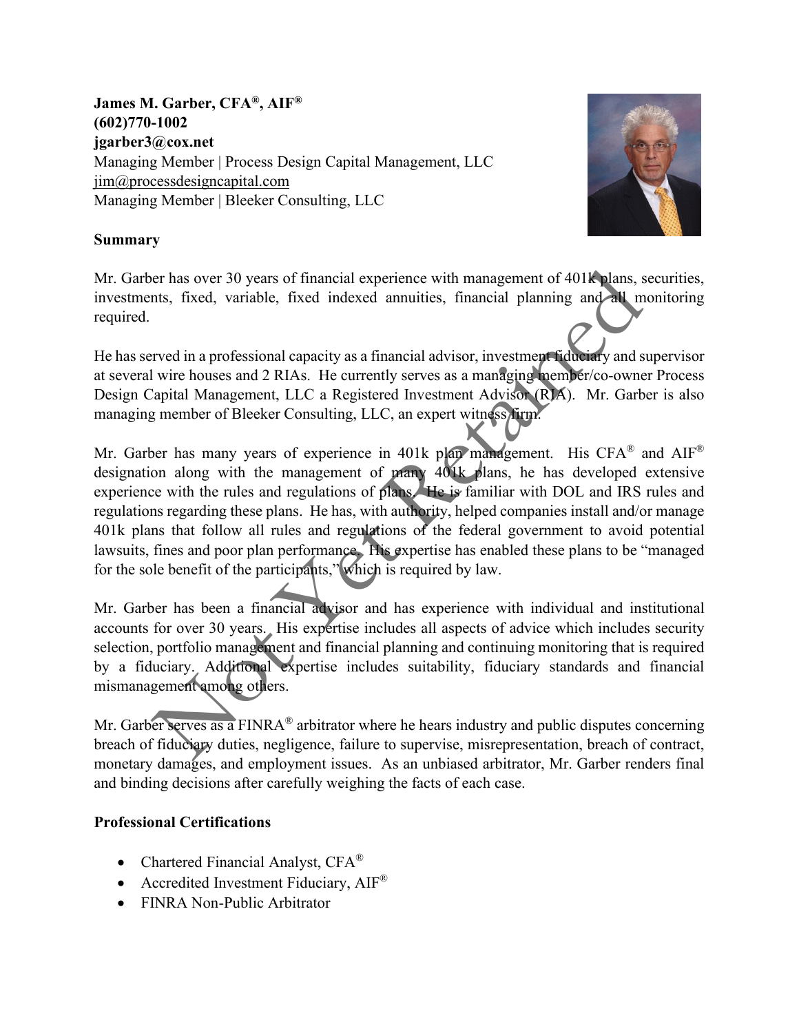**James M. Garber, CFA®, AIF®**
**(602)770-1002**
**jgarber3@cox.net**
Managing Member | Process Design Capital Management, LLC
jim@processdesigncapital.com
Managing Member | Bleeker Consulting, LLC

**Summary**

Mr. Garber has over 30 years of financial experience with management of 401k plans, securities, investments, fixed, variable, fixed indexed annuities, financial planning and all monitoring required.

He has served in a professional capacity as a financial advisor, investment fiduciary and supervisor at several wire houses and 2 RIAs. He currently serves as a managing member/co-owner Process Design Capital Management, LLC a Registered Investment Advisor (RIA). Mr. Garber is also managing member of Bleeker Consulting, LLC, an expert witness firm.

Mr. Garber has many years of experience in 401k plan management. His CFA® and AIF® designation along with the management of many 401k plans, he has developed extensive experience with the rules and regulations of plans. He is familiar with DOL and IRS rules and regulations regarding these plans. He has, with authority, helped companies install and/or manage 401k plans that follow all rules and regulations of the federal government to avoid potential lawsuits, fines and poor plan performance. His expertise has enabled these plans to be "managed for the sole benefit of the participants," which is required by law.

Mr. Garber has been a financial advisor and has experience with individual and institutional accounts for over 30 years. His expertise includes all aspects of advice which includes security selection, portfolio management and financial planning and continuing monitoring that is required by a fiduciary. Additional expertise includes suitability, fiduciary standards and financial mismanagement among others.

Mr. Garber serves as a FINRA® arbitrator where he hears industry and public disputes concerning breach of fiduciary duties, negligence, failure to supervise, misrepresentation, breach of contract, monetary damages, and employment issues. As an unbiased arbitrator, Mr. Garber renders final and binding decisions after carefully weighing the facts of each case.

**Professional Certifications**

- Chartered Financial Analyst, CFA®
- Accredited Investment Fiduciary, AIF®
- FINRA Non-Public Arbitrator

Not Yet Retained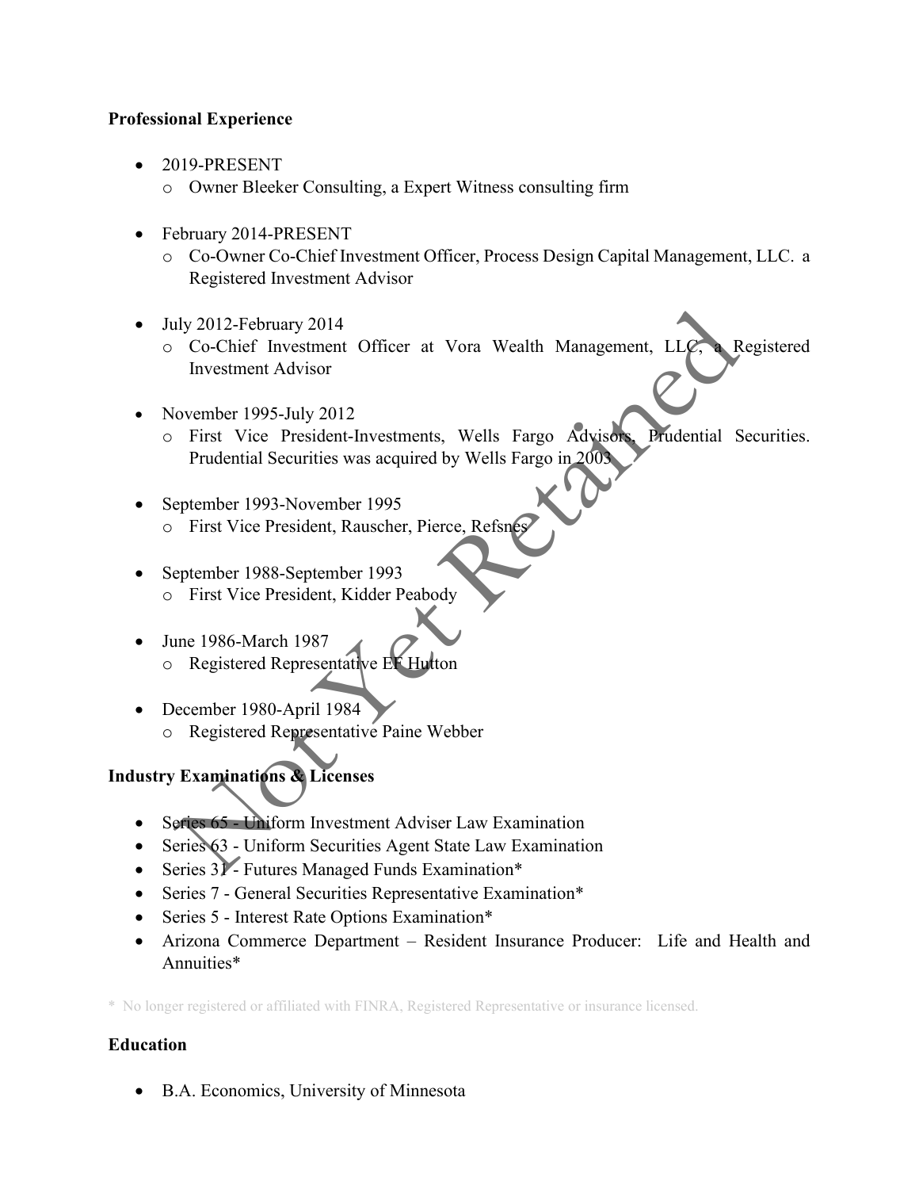**Professional Experience**

- 2019-PRESENT
  - Owner Bleeker Consulting, a Expert Witness consulting firm

- February 2014-PRESENT
  - Co-Owner Co-Chief Investment Officer, Process Design Capital Management, LLC. a Registered Investment Advisor

- July 2012-February 2014
  - Co-Chief Investment Officer at Vora Wealth Management, LLC, a Registered Investment Advisor

- November 1995-July 2012
  - First Vice President-Investments, Wells Fargo Advisors, Prudential Securities. Prudential Securities was acquired by Wells Fargo in 2003

- September 1993-November 1995
  - First Vice President, Rauscher, Pierce, Refsnes

- September 1988-September 1993
  - First Vice President, Kidder Peabody

- June 1986-March 1987
  - Registered Representative EF Hutton

- December 1980-April 1984
  - Registered Representative Paine Webber

**Industry Examinations & Licenses**

- Series 65 - Uniform Investment Adviser Law Examination
- Series 63 - Uniform Securities Agent State Law Examination
- Series 31 - Futures Managed Funds Examination*
- Series 7 - General Securities Representative Examination*
- Series 5 - Interest Rate Options Examination*
- Arizona Commerce Department – Resident Insurance Producer: Life and Health and Annuities*

\* No longer registered or affiliated with FINRA, Registered Representative or insurance licensed.

**Education**

- B.A. Economics, University of Minnesota

Not Yet Retained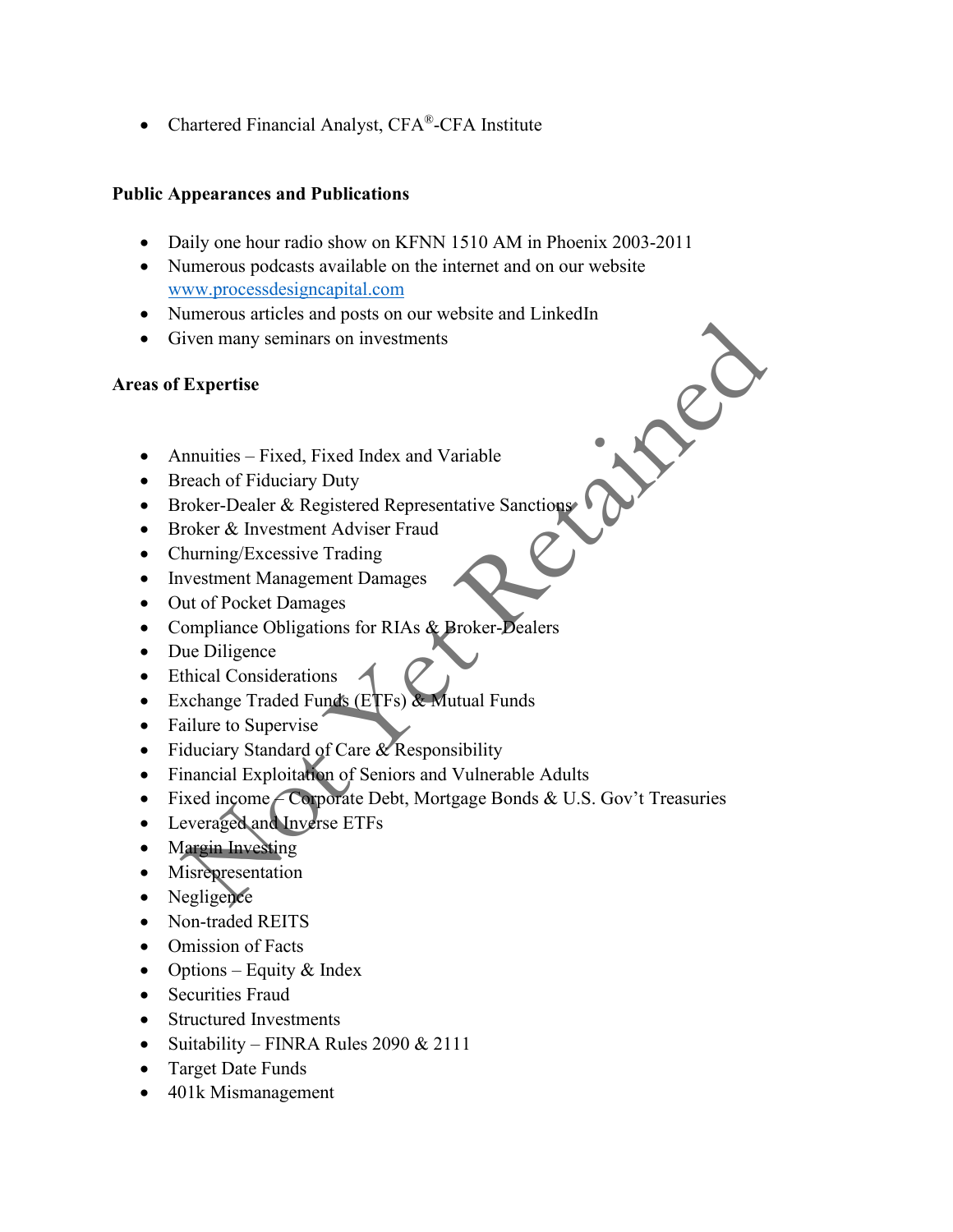- Chartered Financial Analyst, CFA®-CFA Institute

**Public Appearances and Publications**

- Daily one hour radio show on KFNN 1510 AM in Phoenix 2003-2011
- Numerous podcasts available on the internet and on our website [www.processdesigncapital.com](www.processdesigncapital.com)
- Numerous articles and posts on our website and LinkedIn
- Given many seminars on investments

**Areas of Expertise**

- Annuities – Fixed, Fixed Index and Variable
- Breach of Fiduciary Duty
- Broker-Dealer & Registered Representative Sanctions
- Broker & Investment Adviser Fraud
- Churning/Excessive Trading
- Investment Management Damages
- Out of Pocket Damages
- Compliance Obligations for RIAs & Broker-Dealers
- Due Diligence
- Ethical Considerations
- Exchange Traded Funds (ETFs) & Mutual Funds
- Failure to Supervise
- Fiduciary Standard of Care & Responsibility
- Financial Exploitation of Seniors and Vulnerable Adults
- Fixed income – Corporate Debt, Mortgage Bonds & U.S. Gov't Treasuries
- Leveraged and Inverse ETFs
- Margin Investing
- Misrepresentation
- Negligence
- Non-traded REITS
- Omission of Facts
- Options – Equity & Index
- Securities Fraud
- Structured Investments
- Suitability – FINRA Rules 2090 & 2111
- Target Date Funds
- 401k Mismanagement

Not Yet Retained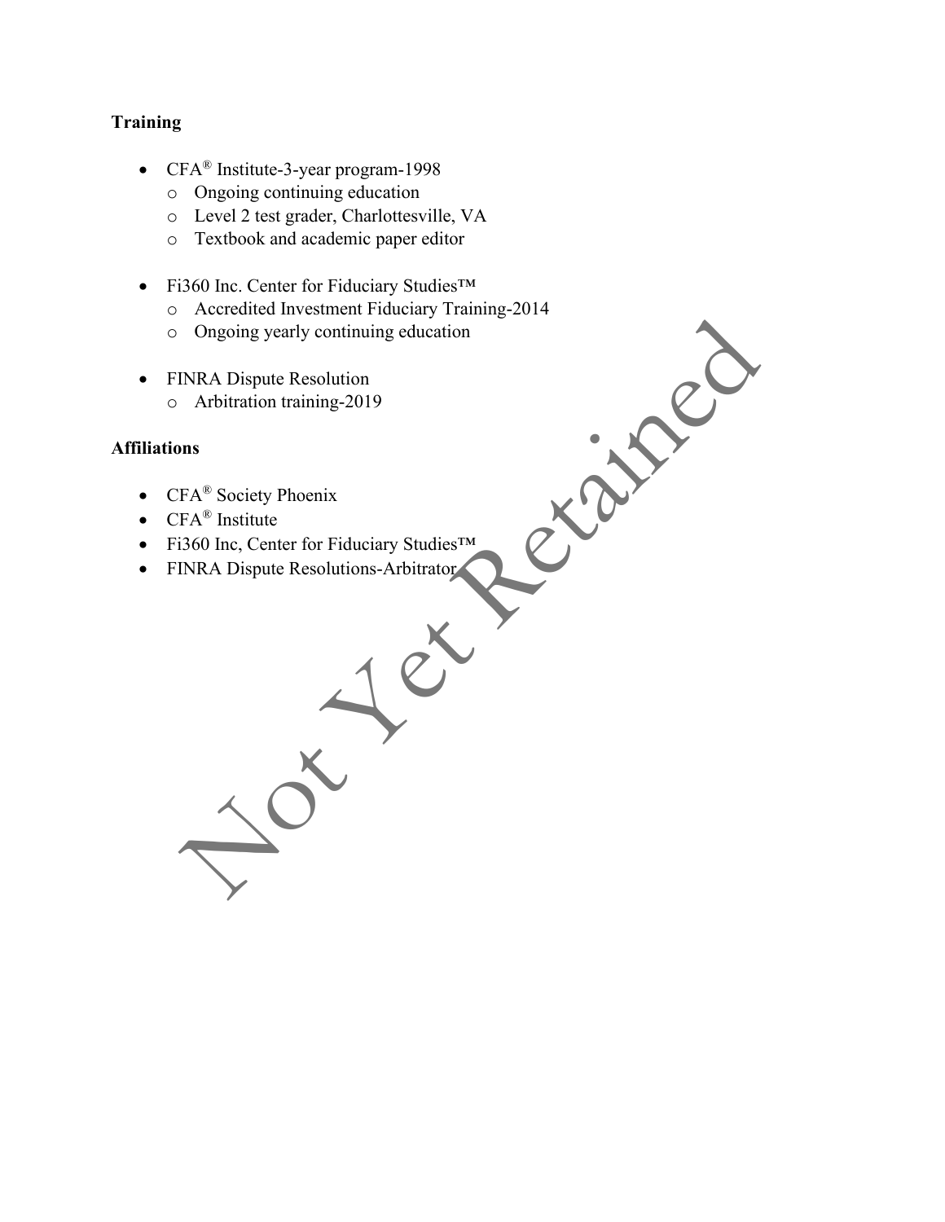**Training**

- CFA® Institute-3-year program-1998
  - Ongoing continuing education
  - Level 2 test grader, Charlottesville, VA
  - Textbook and academic paper editor

- Fi360 Inc. Center for Fiduciary Studies™
  - Accredited Investment Fiduciary Training-2014
  - Ongoing yearly continuing education

- FINRA Dispute Resolution
  - Arbitration training-2019

**Affiliations**

- CFA® Society Phoenix
- CFA® Institute
- Fi360 Inc, Center for Fiduciary Studies™
- FINRA Dispute Resolutions-Arbitrator

Not Yet Retained